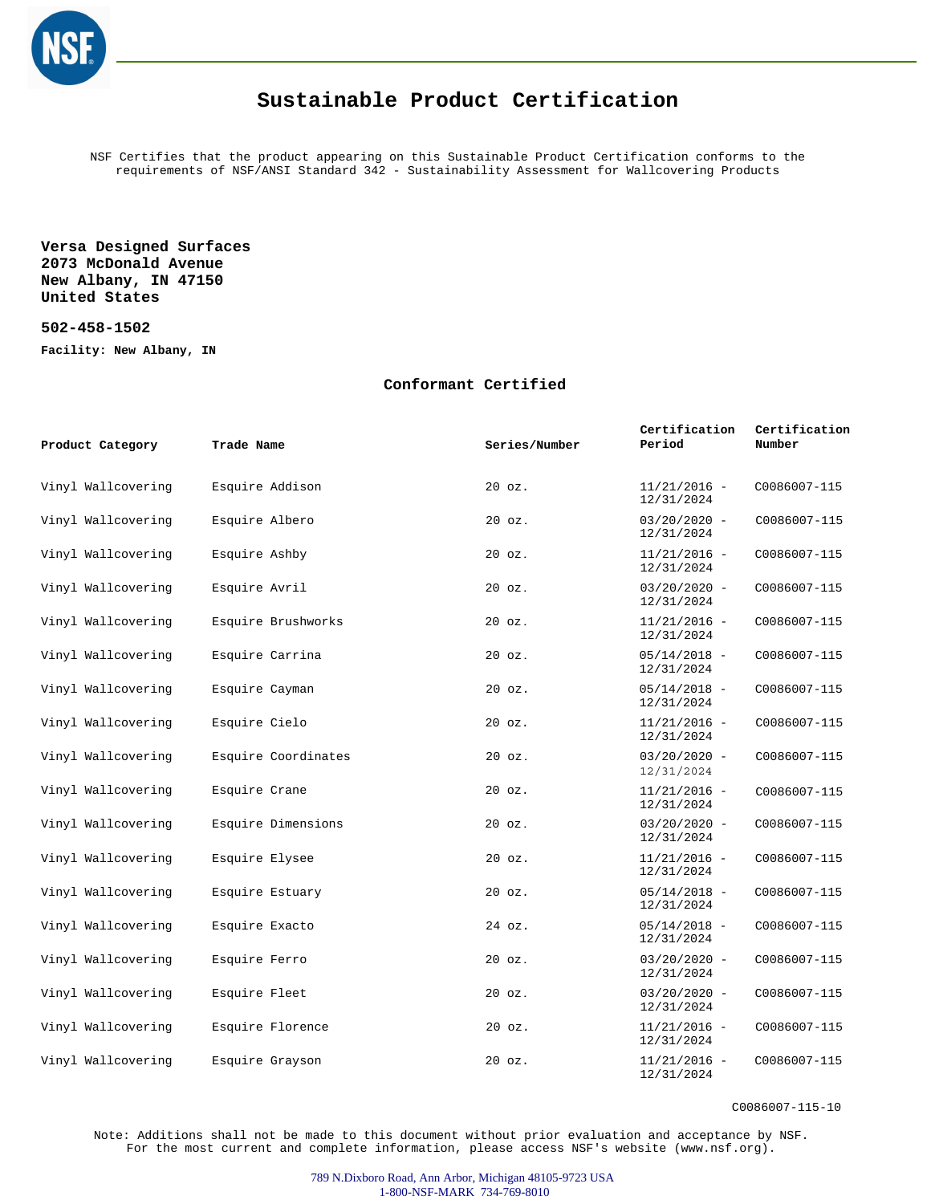# Sustainable Product Certification

NSF Certifies that the product appearing on this Sustainable Product Certification conforms to the requirements of NSF/ANSI Standard 342 - Sustainability Assessment for Wallcovering Products

**Versa Designed Surfaces**
**2073 McDonald Avenue**
**New Albany, IN 47150**
**United States**

**502-458-1502**

**Facility: New Albany, IN**

## Conformant Certified

| Product Category | Trade Name | Series/Number | Certification Period | Certification Number |
|---|---|---|---|---|
| Vinyl Wallcovering | Esquire Addison | 20 oz. | 11/21/2016 - 12/31/2024 | C0086007-115 |
| Vinyl Wallcovering | Esquire Albero | 20 oz. | 03/20/2020 - 12/31/2024 | C0086007-115 |
| Vinyl Wallcovering | Esquire Ashby | 20 oz. | 11/21/2016 - 12/31/2024 | C0086007-115 |
| Vinyl Wallcovering | Esquire Avril | 20 oz. | 03/20/2020 - 12/31/2024 | C0086007-115 |
| Vinyl Wallcovering | Esquire Brushworks | 20 oz. | 11/21/2016 - 12/31/2024 | C0086007-115 |
| Vinyl Wallcovering | Esquire Carrina | 20 oz. | 05/14/2018 - 12/31/2024 | C0086007-115 |
| Vinyl Wallcovering | Esquire Cayman | 20 oz. | 05/14/2018 - 12/31/2024 | C0086007-115 |
| Vinyl Wallcovering | Esquire Cielo | 20 oz. | 11/21/2016 - 12/31/2024 | C0086007-115 |
| Vinyl Wallcovering | Esquire Coordinates | 20 oz. | 03/20/2020 - 12/31/2024 | C0086007-115 |
| Vinyl Wallcovering | Esquire Crane | 20 oz. | 11/21/2016 - 12/31/2024 | C0086007-115 |
| Vinyl Wallcovering | Esquire Dimensions | 20 oz. | 03/20/2020 - 12/31/2024 | C0086007-115 |
| Vinyl Wallcovering | Esquire Elysee | 20 oz. | 11/21/2016 - 12/31/2024 | C0086007-115 |
| Vinyl Wallcovering | Esquire Estuary | 20 oz. | 05/14/2018 - 12/31/2024 | C0086007-115 |
| Vinyl Wallcovering | Esquire Exacto | 24 oz. | 05/14/2018 - 12/31/2024 | C0086007-115 |
| Vinyl Wallcovering | Esquire Ferro | 20 oz. | 03/20/2020 - 12/31/2024 | C0086007-115 |
| Vinyl Wallcovering | Esquire Fleet | 20 oz. | 03/20/2020 - 12/31/2024 | C0086007-115 |
| Vinyl Wallcovering | Esquire Florence | 20 oz. | 11/21/2016 - 12/31/2024 | C0086007-115 |
| Vinyl Wallcovering | Esquire Grayson | 20 oz. | 11/21/2016 - 12/31/2024 | C0086007-115 |

C0086007-115-10

Note: Additions shall not be made to this document without prior evaluation and acceptance by NSF. For the most current and complete information, please access NSF's website (www.nsf.org).

789 N.Dixboro Road, Ann Arbor, Michigan 48105-9723 USA
1-800-NSF-MARK 734-769-8010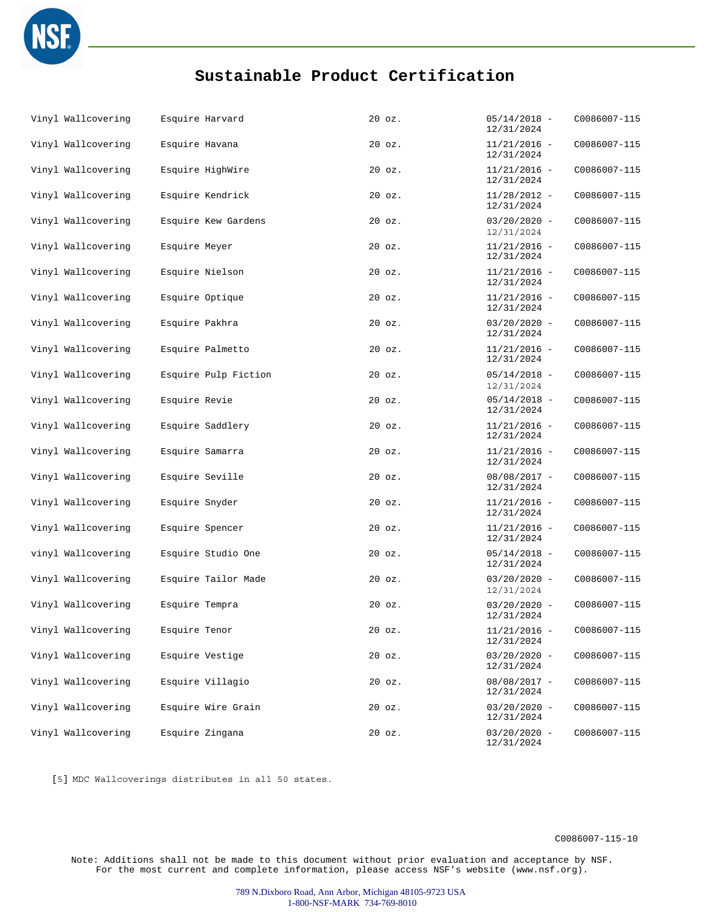## Sustainable Product Certification

| | | | | |
|---|---|---|---|---|
| Vinyl Wallcovering | Esquire Harvard | 20 oz. | 05/14/2018 - 12/31/2024 | C0086007-115 |
| Vinyl Wallcovering | Esquire Havana | 20 oz. | 11/21/2016 - 12/31/2024 | C0086007-115 |
| Vinyl Wallcovering | Esquire HighWire | 20 oz. | 11/21/2016 - 12/31/2024 | C0086007-115 |
| Vinyl Wallcovering | Esquire Kendrick | 20 oz. | 11/28/2012 - 12/31/2024 | C0086007-115 |
| Vinyl Wallcovering | Esquire Kew Gardens | 20 oz. | 03/20/2020 - 12/31/2024 | C0086007-115 |
| Vinyl Wallcovering | Esquire Meyer | 20 oz. | 11/21/2016 - 12/31/2024 | C0086007-115 |
| Vinyl Wallcovering | Esquire Nielson | 20 oz. | 11/21/2016 - 12/31/2024 | C0086007-115 |
| Vinyl Wallcovering | Esquire Optique | 20 oz. | 11/21/2016 - 12/31/2024 | C0086007-115 |
| Vinyl Wallcovering | Esquire Pakhra | 20 oz. | 03/20/2020 - 12/31/2024 | C0086007-115 |
| Vinyl Wallcovering | Esquire Palmetto | 20 oz. | 11/21/2016 - 12/31/2024 | C0086007-115 |
| Vinyl Wallcovering | Esquire Pulp Fiction | 20 oz. | 05/14/2018 - 12/31/2024 | C0086007-115 |
| Vinyl Wallcovering | Esquire Revie | 20 oz. | 05/14/2018 - 12/31/2024 | C0086007-115 |
| Vinyl Wallcovering | Esquire Saddlery | 20 oz. | 11/21/2016 - 12/31/2024 | C0086007-115 |
| Vinyl Wallcovering | Esquire Samarra | 20 oz. | 11/21/2016 - 12/31/2024 | C0086007-115 |
| Vinyl Wallcovering | Esquire Seville | 20 oz. | 08/08/2017 - 12/31/2024 | C0086007-115 |
| Vinyl Wallcovering | Esquire Snyder | 20 oz. | 11/21/2016 - 12/31/2024 | C0086007-115 |
| Vinyl Wallcovering | Esquire Spencer | 20 oz. | 11/21/2016 - 12/31/2024 | C0086007-115 |
| vinyl Wallcovering | Esquire Studio One | 20 oz. | 05/14/2018 - 12/31/2024 | C0086007-115 |
| Vinyl Wallcovering | Esquire Tailor Made | 20 oz. | 03/20/2020 - 12/31/2024 | C0086007-115 |
| Vinyl Wallcovering | Esquire Tempra | 20 oz. | 03/20/2020 - 12/31/2024 | C0086007-115 |
| Vinyl Wallcovering | Esquire Tenor | 20 oz. | 11/21/2016 - 12/31/2024 | C0086007-115 |
| Vinyl Wallcovering | Esquire Vestige | 20 oz. | 03/20/2020 - 12/31/2024 | C0086007-115 |
| Vinyl Wallcovering | Esquire Villagio | 20 oz. | 08/08/2017 - 12/31/2024 | C0086007-115 |
| Vinyl Wallcovering | Esquire Wire Grain | 20 oz. | 03/20/2020 - 12/31/2024 | C0086007-115 |
| Vinyl Wallcovering | Esquire Zingana | 20 oz. | 03/20/2020 - 12/31/2024 | C0086007-115 |

[5] MDC Wallcoverings distributes in all 50 states.

C0086007-115-10

Note: Additions shall not be made to this document without prior evaluation and acceptance by NSF. For the most current and complete information, please access NSF's website (www.nsf.org).

789 N.Dixboro Road, Ann Arbor, Michigan 48105-9723 USA
1-800-NSF-MARK 734-769-8010